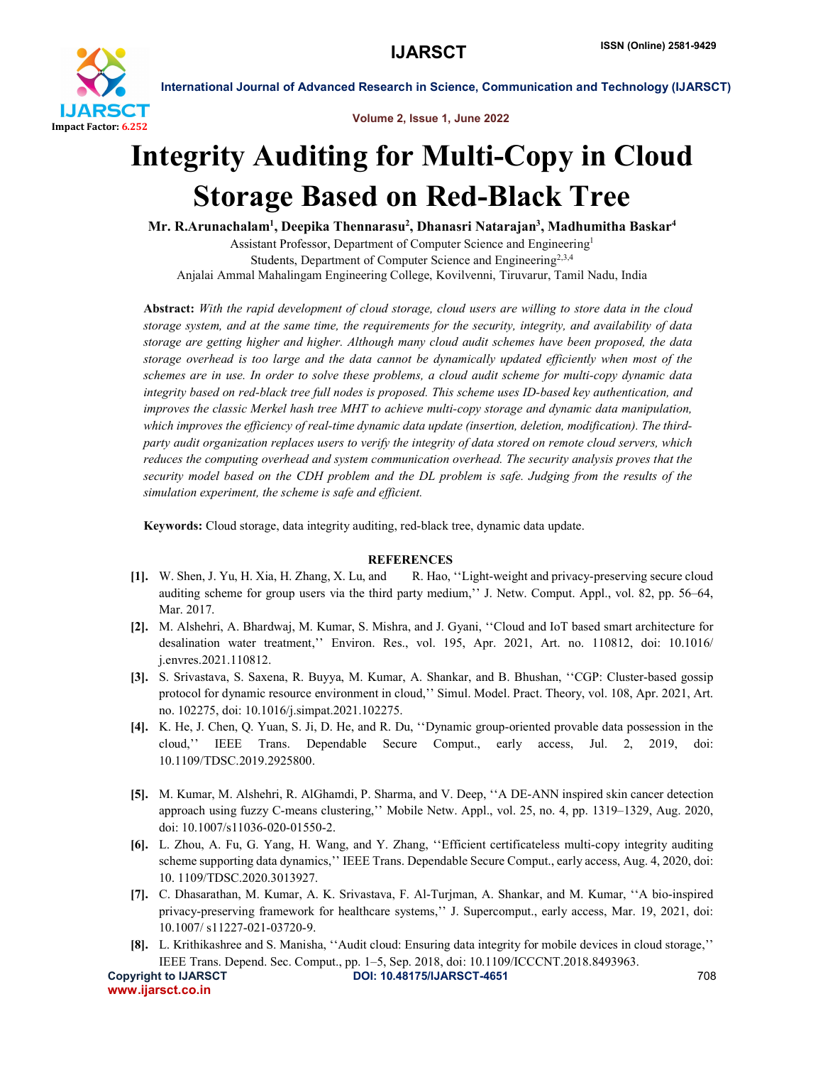# Integrity Auditing for Multi-Copy in Cloud Storage Based on Red-Black Tree

**Mr. R.Arunachalam[1], Deepika Thennarasu[2], Dhanasri Natarajan[3], Madhumitha Baskar[4]**

Assistant Professor, Department of Computer Science and Engineering[1]
Students, Department of Computer Science and Engineering[2,3,4]
Anjalai Ammal Mahalingam Engineering College, Kovilvenni, Tiruvarur, Tamil Nadu, India

**Abstract:** *With the rapid development of cloud storage, cloud users are willing to store data in the cloud storage system, and at the same time, the requirements for the security, integrity, and availability of data storage are getting higher and higher. Although many cloud audit schemes have been proposed, the data storage overhead is too large and the data cannot be dynamically updated efficiently when most of the schemes are in use. In order to solve these problems, a cloud audit scheme for multi-copy dynamic data integrity based on red-black tree full nodes is proposed. This scheme uses ID-based key authentication, and improves the classic Merkel hash tree MHT to achieve multi-copy storage and dynamic data manipulation, which improves the efficiency of real-time dynamic data update (insertion, deletion, modification). The third-party audit organization replaces users to verify the integrity of data stored on remote cloud servers, which reduces the computing overhead and system communication overhead. The security analysis proves that the security model based on the CDH problem and the DL problem is safe. Judging from the results of the simulation experiment, the scheme is safe and efficient.*

**Keywords:** Cloud storage, data integrity auditing, red-black tree, dynamic data update.

## REFERENCES

[1]. W. Shen, J. Yu, H. Xia, H. Zhang, X. Lu, and R. Hao, ''Light-weight and privacy-preserving secure cloud auditing scheme for group users via the third party medium,'' J. Netw. Comput. Appl., vol. 82, pp. 56–64, Mar. 2017.

[2]. M. Alshehri, A. Bhardwaj, M. Kumar, S. Mishra, and J. Gyani, ''Cloud and IoT based smart architecture for desalination water treatment,'' Environ. Res., vol. 195, Apr. 2021, Art. no. 110812, doi: 10.1016/ j.envres.2021.110812.

[3]. S. Srivastava, S. Saxena, R. Buyya, M. Kumar, A. Shankar, and B. Bhushan, ''CGP: Cluster-based gossip protocol for dynamic resource environment in cloud,'' Simul. Model. Pract. Theory, vol. 108, Apr. 2021, Art. no. 102275, doi: 10.1016/j.simpat.2021.102275.

[4]. K. He, J. Chen, Q. Yuan, S. Ji, D. He, and R. Du, ''Dynamic group-oriented provable data possession in the cloud,'' IEEE Trans. Dependable Secure Comput., early access, Jul. 2, 2019, doi: 10.1109/TDSC.2019.2925800.

[5]. M. Kumar, M. Alshehri, R. AlGhamdi, P. Sharma, and V. Deep, ''A DE-ANN inspired skin cancer detection approach using fuzzy C-means clustering,'' Mobile Netw. Appl., vol. 25, no. 4, pp. 1319–1329, Aug. 2020, doi: 10.1007/s11036-020-01550-2.

[6]. L. Zhou, A. Fu, G. Yang, H. Wang, and Y. Zhang, ''Efficient certificateless multi-copy integrity auditing scheme supporting data dynamics,'' IEEE Trans. Dependable Secure Comput., early access, Aug. 4, 2020, doi: 10. 1109/TDSC.2020.3013927.

[7]. C. Dhasarathan, M. Kumar, A. K. Srivastava, F. Al-Turjman, A. Shankar, and M. Kumar, ''A bio-inspired privacy-preserving framework for healthcare systems,'' J. Supercomput., early access, Mar. 19, 2021, doi: 10.1007/ s11227-021-03720-9.

[8]. L. Krithikashree and S. Manisha, ''Audit cloud: Ensuring data integrity for mobile devices in cloud storage,'' IEEE Trans. Depend. Sec. Comput., pp. 1–5, Sep. 2018, doi: 10.1109/ICCCNT.2018.8493963.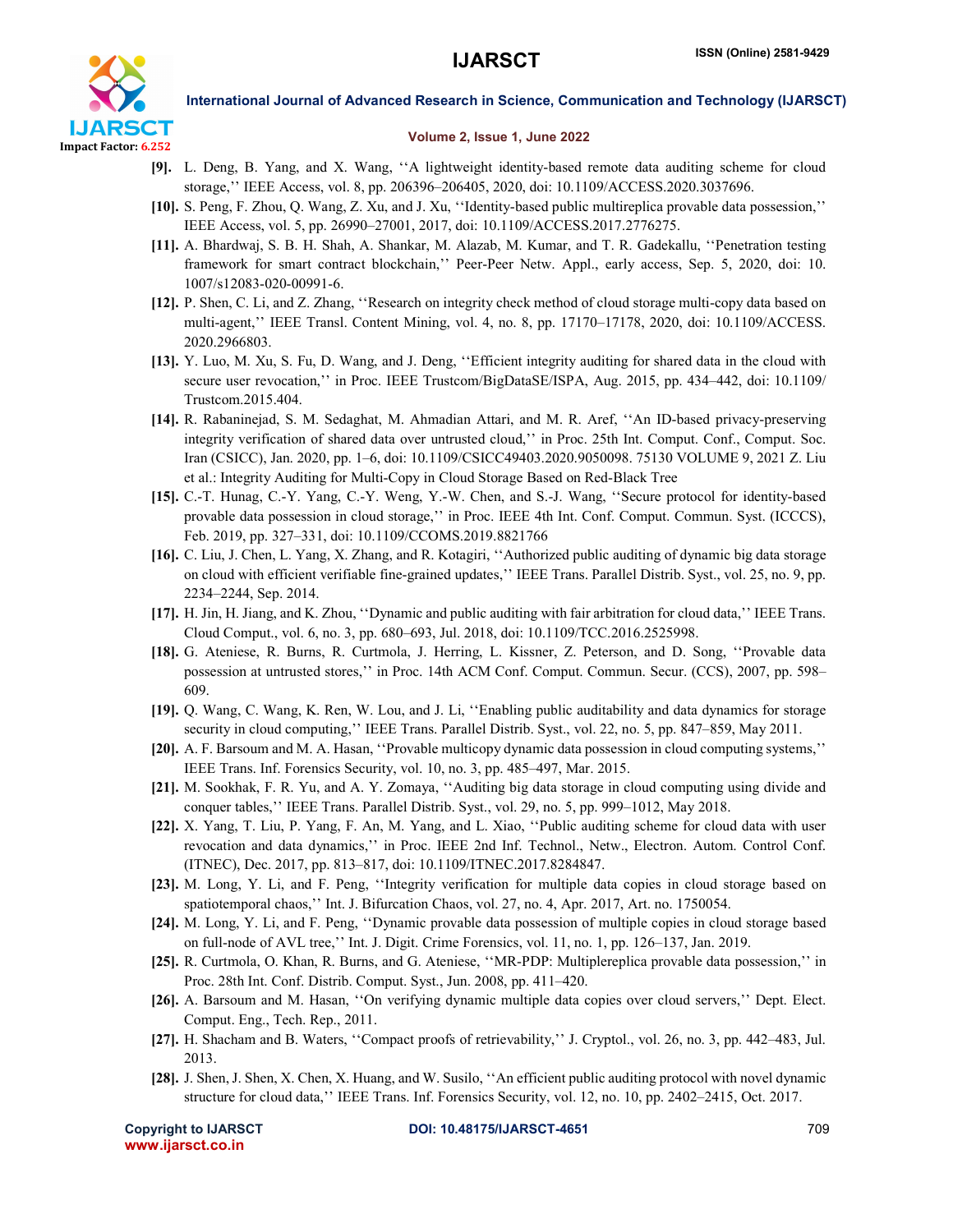[9]. L. Deng, B. Yang, and X. Wang, ''A lightweight identity-based remote data auditing scheme for cloud storage,'' IEEE Access, vol. 8, pp. 206396–206405, 2020, doi: 10.1109/ACCESS.2020.3037696.

[10]. S. Peng, F. Zhou, Q. Wang, Z. Xu, and J. Xu, ''Identity-based public multireplica provable data possession,'' IEEE Access, vol. 5, pp. 26990–27001, 2017, doi: 10.1109/ACCESS.2017.2776275.

[11]. A. Bhardwaj, S. B. H. Shah, A. Shankar, M. Alazab, M. Kumar, and T. R. Gadekallu, ''Penetration testing framework for smart contract blockchain,'' Peer-Peer Netw. Appl., early access, Sep. 5, 2020, doi: 10. 1007/s12083-020-00991-6.

[12]. P. Shen, C. Li, and Z. Zhang, ''Research on integrity check method of cloud storage multi-copy data based on multi-agent,'' IEEE Transl. Content Mining, vol. 4, no. 8, pp. 17170–17178, 2020, doi: 10.1109/ACCESS. 2020.2966803.

[13]. Y. Luo, M. Xu, S. Fu, D. Wang, and J. Deng, ''Efficient integrity auditing for shared data in the cloud with secure user revocation,'' in Proc. IEEE Trustcom/BigDataSE/ISPA, Aug. 2015, pp. 434–442, doi: 10.1109/ Trustcom.2015.404.

[14]. R. Rabaninejad, S. M. Sedaghat, M. Ahmadian Attari, and M. R. Aref, ''An ID-based privacy-preserving integrity verification of shared data over untrusted cloud,'' in Proc. 25th Int. Comput. Conf., Comput. Soc. Iran (CSICC), Jan. 2020, pp. 1–6, doi: 10.1109/CSICC49403.2020.9050098. 75130 VOLUME 9, 2021 Z. Liu et al.: Integrity Auditing for Multi-Copy in Cloud Storage Based on Red-Black Tree

[15]. C.-T. Hunag, C.-Y. Yang, C.-Y. Weng, Y.-W. Chen, and S.-J. Wang, ''Secure protocol for identity-based provable data possession in cloud storage,'' in Proc. IEEE 4th Int. Conf. Comput. Commun. Syst. (ICCCS), Feb. 2019, pp. 327–331, doi: 10.1109/CCOMS.2019.8821766

[16]. C. Liu, J. Chen, L. Yang, X. Zhang, and R. Kotagiri, ''Authorized public auditing of dynamic big data storage on cloud with efficient verifiable fine-grained updates,'' IEEE Trans. Parallel Distrib. Syst., vol. 25, no. 9, pp. 2234–2244, Sep. 2014.

[17]. H. Jin, H. Jiang, and K. Zhou, ''Dynamic and public auditing with fair arbitration for cloud data,'' IEEE Trans. Cloud Comput., vol. 6, no. 3, pp. 680–693, Jul. 2018, doi: 10.1109/TCC.2016.2525998.

[18]. G. Ateniese, R. Burns, R. Curtmola, J. Herring, L. Kissner, Z. Peterson, and D. Song, ''Provable data possession at untrusted stores,'' in Proc. 14th ACM Conf. Comput. Commun. Secur. (CCS), 2007, pp. 598–609.

[19]. Q. Wang, C. Wang, K. Ren, W. Lou, and J. Li, ''Enabling public auditability and data dynamics for storage security in cloud computing,'' IEEE Trans. Parallel Distrib. Syst., vol. 22, no. 5, pp. 847–859, May 2011.

[20]. A. F. Barsoum and M. A. Hasan, ''Provable multicopy dynamic data possession in cloud computing systems,'' IEEE Trans. Inf. Forensics Security, vol. 10, no. 3, pp. 485–497, Mar. 2015.

[21]. M. Sookhak, F. R. Yu, and A. Y. Zomaya, ''Auditing big data storage in cloud computing using divide and conquer tables,'' IEEE Trans. Parallel Distrib. Syst., vol. 29, no. 5, pp. 999–1012, May 2018.

[22]. X. Yang, T. Liu, P. Yang, F. An, M. Yang, and L. Xiao, ''Public auditing scheme for cloud data with user revocation and data dynamics,'' in Proc. IEEE 2nd Inf. Technol., Netw., Electron. Autom. Control Conf. (ITNEC), Dec. 2017, pp. 813–817, doi: 10.1109/ITNEC.2017.8284847.

[23]. M. Long, Y. Li, and F. Peng, ''Integrity verification for multiple data copies in cloud storage based on spatiotemporal chaos,'' Int. J. Bifurcation Chaos, vol. 27, no. 4, Apr. 2017, Art. no. 1750054.

[24]. M. Long, Y. Li, and F. Peng, ''Dynamic provable data possession of multiple copies in cloud storage based on full-node of AVL tree,'' Int. J. Digit. Crime Forensics, vol. 11, no. 1, pp. 126–137, Jan. 2019.

[25]. R. Curtmola, O. Khan, R. Burns, and G. Ateniese, ''MR-PDP: Multiplereplica provable data possession,'' in Proc. 28th Int. Conf. Distrib. Comput. Syst., Jun. 2008, pp. 411–420.

[26]. A. Barsoum and M. Hasan, ''On verifying dynamic multiple data copies over cloud servers,'' Dept. Elect. Comput. Eng., Tech. Rep., 2011.

[27]. H. Shacham and B. Waters, ''Compact proofs of retrievability,'' J. Cryptol., vol. 26, no. 3, pp. 442–483, Jul. 2013.

[28]. J. Shen, J. Shen, X. Chen, X. Huang, and W. Susilo, ''An efficient public auditing protocol with novel dynamic structure for cloud data,'' IEEE Trans. Inf. Forensics Security, vol. 12, no. 10, pp. 2402–2415, Oct. 2017.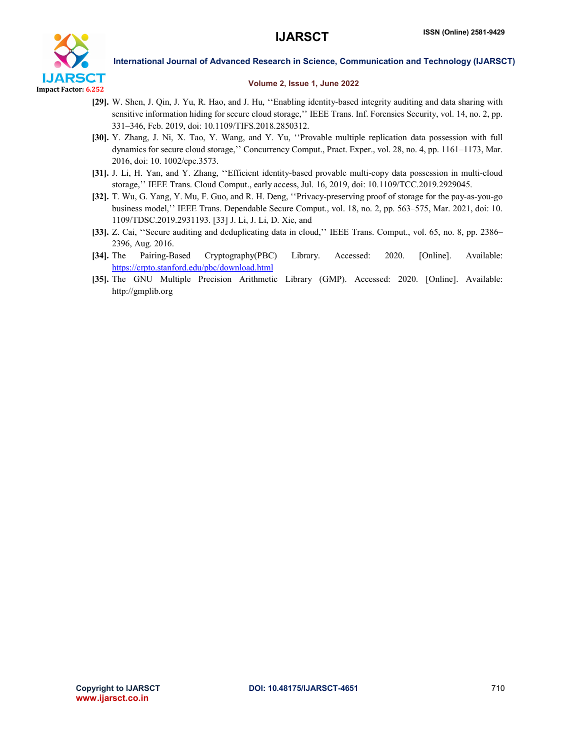**[29].** W. Shen, J. Qin, J. Yu, R. Hao, and J. Hu, ''Enabling identity-based integrity auditing and data sharing with sensitive information hiding for secure cloud storage,'' IEEE Trans. Inf. Forensics Security, vol. 14, no. 2, pp. 331–346, Feb. 2019, doi: 10.1109/TIFS.2018.2850312.

**[30].** Y. Zhang, J. Ni, X. Tao, Y. Wang, and Y. Yu, ''Provable multiple replication data possession with full dynamics for secure cloud storage,'' Concurrency Comput., Pract. Exper., vol. 28, no. 4, pp. 1161–1173, Mar. 2016, doi: 10. 1002/cpe.3573.

**[31].** J. Li, H. Yan, and Y. Zhang, ''Efficient identity-based provable multi-copy data possession in multi-cloud storage,'' IEEE Trans. Cloud Comput., early access, Jul. 16, 2019, doi: 10.1109/TCC.2019.2929045.

**[32].** T. Wu, G. Yang, Y. Mu, F. Guo, and R. H. Deng, ''Privacy-preserving proof of storage for the pay-as-you-go business model,'' IEEE Trans. Dependable Secure Comput., vol. 18, no. 2, pp. 563–575, Mar. 2021, doi: 10. 1109/TDSC.2019.2931193. [33] J. Li, J. Li, D. Xie, and

**[33].** Z. Cai, ''Secure auditing and deduplicating data in cloud,'' IEEE Trans. Comput., vol. 65, no. 8, pp. 2386–2396, Aug. 2016.

**[34].** The Pairing-Based Cryptography(PBC) Library. Accessed: 2020. [Online]. Available: https://crpto.stanford.edu/pbc/download.html

**[35].** The GNU Multiple Precision Arithmetic Library (GMP). Accessed: 2020. [Online]. Available: http://gmplib.org